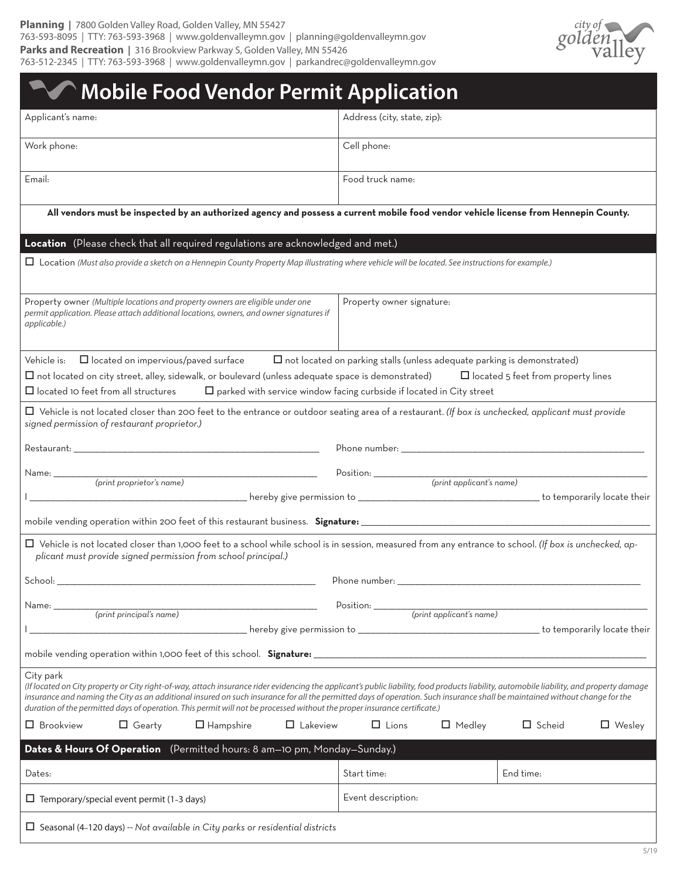**Planning |** 7800 Golden Valley Road, Golden Valley, MN 55427
763-593-8095 | TTY: 763-593-3968 | www.goldenvalleymn.gov | planning@goldenvalleymn.gov
**Parks and Recreation |** 316 Brookview Parkway S, Golden Valley, MN 55426
763-512-2345 | TTY: 763-593-3968 | www.goldenvalleymn.gov | parkandrec@goldenvalleymn.gov

city of golden valley

# Mobile Food Vendor Permit Application

| Applicant's name: | Address (city, state, zip): |
|---|---|
| Work phone: | Cell phone: |
| Email: | Food truck name: |

**All vendors must be inspected by an authorized agency and possess a current mobile food vendor vehicle license from Hennepin County.**

## Location (Please check that all required regulations are acknowledged and met.)

☐ Location *(Must also provide a sketch on a Hennepin County Property Map illustrating where vehicle will be located. See instructions for example.)*

| Property owner *(Multiple locations and property owners are eligible under one permit application. Please attach additional locations, owners, and owner signatures if applicable.)* | Property owner signature: |
|---|---|

Vehicle is: ☐ located on impervious/paved surface ☐ not located on parking stalls (unless adequate parking is demonstrated)
☐ not located on city street, alley, sidewalk, or boulevard (unless adequate space is demonstrated) ☐ located 5 feet from property lines
☐ located 10 feet from all structures ☐ parked with service window facing curbside if located in City street

☐ Vehicle is not located closer than 200 feet to the entrance or outdoor seating area of a restaurant. *(If box is unchecked, applicant must provide signed permission of restaurant proprietor.)*

Restaurant: ______________________ Phone number: ______________________

Name: ______________________ Position: ______________________
*(print proprietor's name)* *(print applicant's name)*

I ______________________ hereby give permission to ______________________ to temporarily locate their mobile vending operation within 200 feet of this restaurant business. **Signature:** ______________________

☐ Vehicle is not located closer than 1,000 feet to a school while school is in session, measured from any entrance to school. *(If box is unchecked, applicant must provide signed permission from school principal.)*

School: ______________________ Phone number: ______________________

Name: ______________________ Position: ______________________
*(print principal's name)* *(print applicant's name)*

I ______________________ hereby give permission to ______________________ to temporarily locate their mobile vending operation within 1,000 feet of this school. **Signature:** ______________________

City park
*(If located on City property or City right-of-way, attach insurance rider evidencing the applicant's public liability, food products liability, automobile liability, and property damage insurance and naming the City as an additional insured on such insurance for all the permitted days of operation. Such insurance shall be maintained without change for the duration of the permitted days of operation. This permit will not be processed without the proper insurance certificate.)*

☐ Brookview ☐ Gearty ☐ Hampshire ☐ Lakeview ☐ Lions ☐ Medley ☐ Scheid ☐ Wesley

## Dates & Hours Of Operation (Permitted hours: 8 am—10 pm, Monday—Sunday.)

| Dates: | Start time: | End time: |
|---|---|---|
| ☐ Temporary/special event permit (1–3 days) | Event description: | |
| ☐ Seasonal (4–120 days) -- *Not available in City parks or residential districts* | | |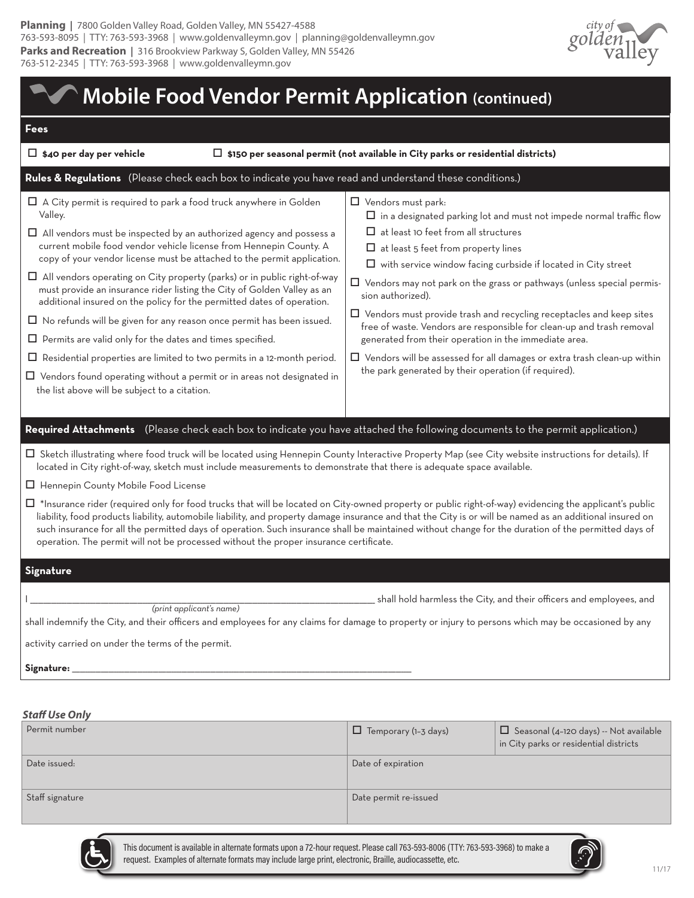**Planning** | 7800 Golden Valley Road, Golden Valley, MN 55427-4588
763-593-8095 | TTY: 763-593-3968 | www.goldenvalleymn.gov | planning@goldenvalleymn.gov
**Parks and Recreation** | 316 Brookview Parkway S, Golden Valley, MN 55426
763-512-2345 | TTY: 763-593-3968 | www.goldenvalleymn.gov

city of golden valley

# Mobile Food Vendor Permit Application (continued)

## Fees

☐ **$40 per day per vehicle**　　☐ **$150 per seasonal permit (not available in City parks or residential districts)**

## Rules & Regulations (Please check each box to indicate you have read and understand these conditions.)

☐ A City permit is required to park a food truck anywhere in Golden Valley.

☐ All vendors must be inspected by an authorized agency and possess a current mobile food vendor vehicle license from Hennepin County. A copy of your vendor license must be attached to the permit application.

☐ All vendors operating on City property (parks) or in public right-of-way must provide an insurance rider listing the City of Golden Valley as an additional insured on the policy for the permitted dates of operation.

☐ No refunds will be given for any reason once permit has been issued.

☐ Permits are valid only for the dates and times specified.

☐ Residential properties are limited to two permits in a 12-month period.

☐ Vendors found operating without a permit or in areas not designated in the list above will be subject to a citation.

☐ Vendors must park:
- ☐ in a designated parking lot and must not impede normal traffic flow
- ☐ at least 10 feet from all structures
- ☐ at least 5 feet from property lines
- ☐ with service window facing curbside if located in City street

☐ Vendors may not park on the grass or pathways (unless special permission authorized).

☐ Vendors must provide trash and recycling receptacles and keep sites free of waste. Vendors are responsible for clean-up and trash removal generated from their operation in the immediate area.

☐ Vendors will be assessed for all damages or extra trash clean-up within the park generated by their operation (if required).

## Required Attachments (Please check each box to indicate you have attached the following documents to the permit application.)

☐ Sketch illustrating where food truck will be located using Hennepin County Interactive Property Map (see City website instructions for details). If located in City right-of-way, sketch must include measurements to demonstrate that there is adequate space available.

☐ Hennepin County Mobile Food License

☐ *Insurance rider (required only for food trucks that will be located on City-owned property or public right-of-way) evidencing the applicant's public liability, food products liability, automobile liability, and property damage insurance and that the City is or will be named as an additional insured on such insurance for all the permitted days of operation. Such insurance shall be maintained without change for the duration of the permitted days of operation. The permit will not be processed without the proper insurance certificate.

## Signature

I ______________________________________ shall hold harmless the City, and their officers and employees, and
*(print applicant's name)*

shall indemnify the City, and their officers and employees for any claims for damage to property or injury to persons which may be occasioned by any activity carried on under the terms of the permit.

**Signature:** ______________________________________

### *Staff Use Only*

| | | |
|---|---|---|
| Permit number | ☐ Temporary (1–3 days) | ☐ Seasonal (4–120 days) -- Not available in City parks or residential districts |
| Date issued: | Date of expiration | |
| Staff signature | Date permit re-issued | |

This document is available in alternate formats upon a 72-hour request. Please call 763-593-8006 (TTY: 763-593-3968) to make a request. Examples of alternate formats may include large print, electronic, Braille, audiocassette, etc.

11/17